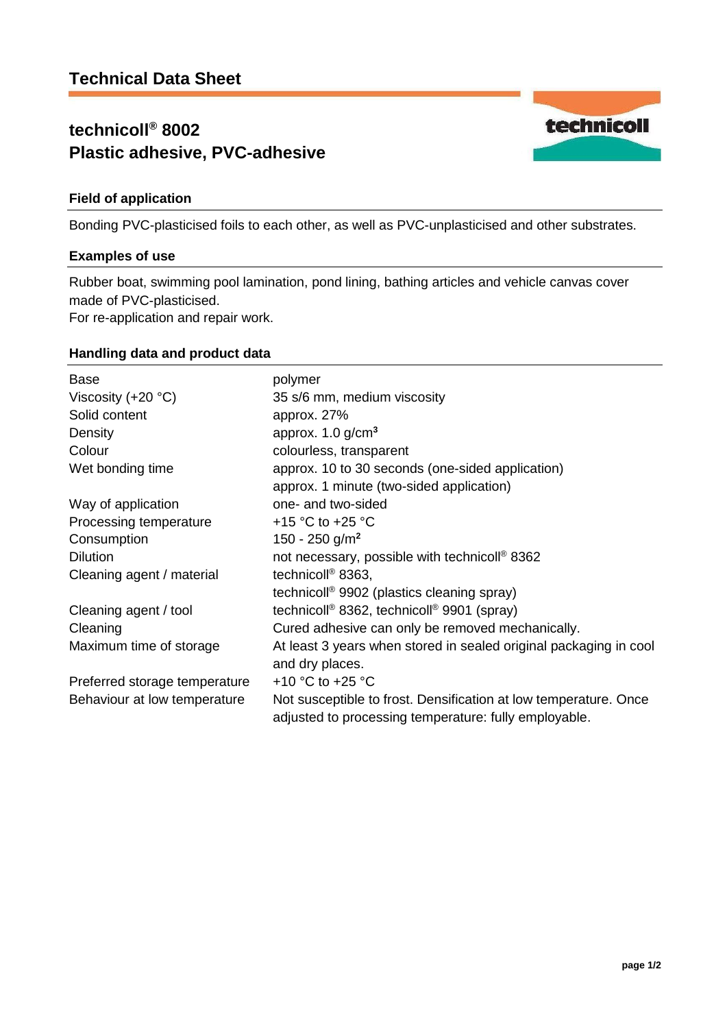# Technical Data Sheet

## technicoll® 8002
## Plastic adhesive, PVC-adhesive

### Field of application

Bonding PVC-plasticised foils to each other, as well as PVC-unplasticised and other substrates.

### Examples of use

Rubber boat, swimming pool lamination, pond lining, bathing articles and vehicle canvas cover made of PVC-plasticised.
For re-application and repair work.

### Handling data and product data

| | |
|---|---|
| Base | polymer |
| Viscosity (+20 °C) | 35 s/6 mm, medium viscosity |
| Solid content | approx. 27% |
| Density | approx. 1.0 g/cm³ |
| Colour | colourless, transparent |
| Wet bonding time | approx. 10 to 30 seconds (one-sided application)<br>approx. 1 minute (two-sided application) |
| Way of application | one- and two-sided |
| Processing temperature | +15 °C to +25 °C |
| Consumption | 150 - 250 g/m² |
| Dilution | not necessary, possible with technicoll® 8362 |
| Cleaning agent / material | technicoll® 8363,<br>technicoll® 9902 (plastics cleaning spray) |
| Cleaning agent / tool | technicoll® 8362, technicoll® 9901 (spray) |
| Cleaning | Cured adhesive can only be removed mechanically. |
| Maximum time of storage | At least 3 years when stored in sealed original packaging in cool and dry places. |
| Preferred storage temperature | +10 °C to +25 °C |
| Behaviour at low temperature | Not susceptible to frost. Densification at low temperature. Once adjusted to processing temperature: fully employable. |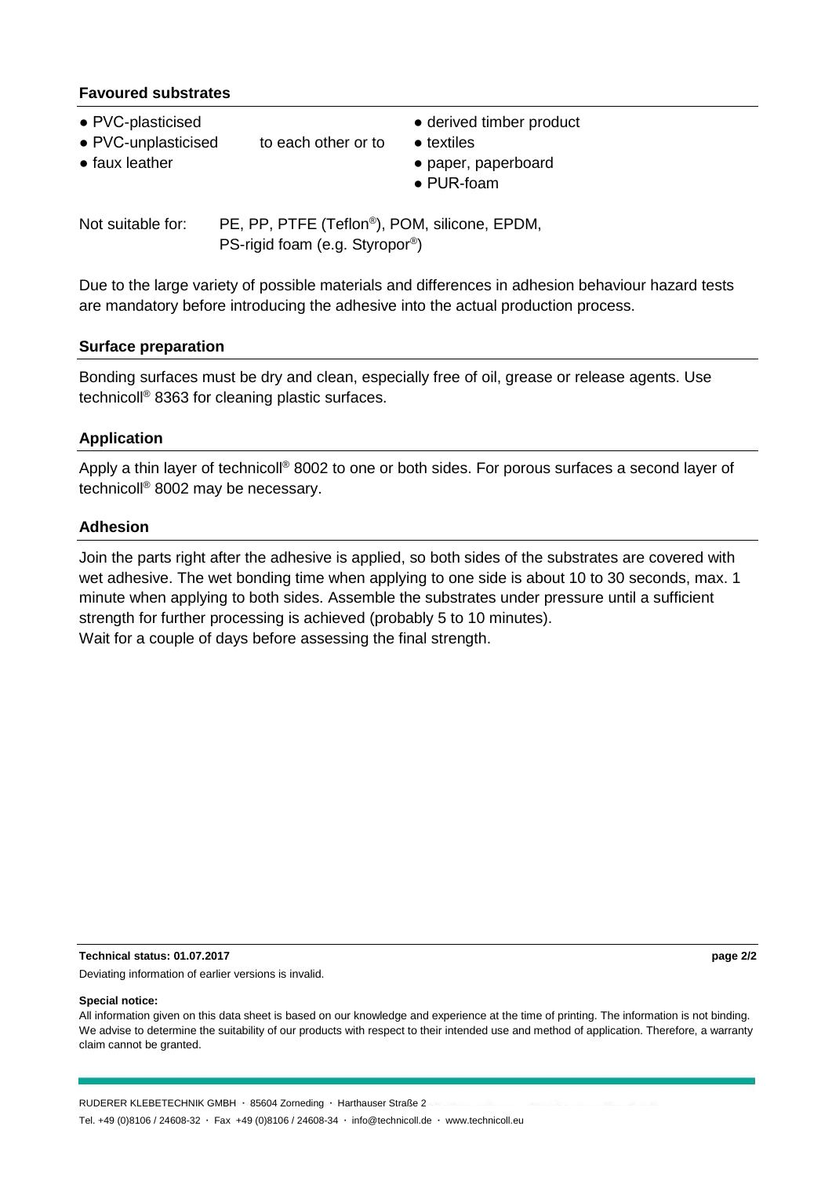## Favoured substrates

| | | |
|---|---|---|
| ● PVC-plasticised | | ● derived timber product |
| ● PVC-unplasticised | to each other or to | ● textiles |
| ● faux leather | | ● paper, paperboard |
| | | ● PUR-foam |

Not suitable for: PE, PP, PTFE (Teflon®), POM, silicone, EPDM, PS-rigid foam (e.g. Styropor®)

Due to the large variety of possible materials and differences in adhesion behaviour hazard tests are mandatory before introducing the adhesive into the actual production process.

## Surface preparation

Bonding surfaces must be dry and clean, especially free of oil, grease or release agents. Use technicoll® 8363 for cleaning plastic surfaces.

## Application

Apply a thin layer of technicoll® 8002 to one or both sides. For porous surfaces a second layer of technicoll® 8002 may be necessary.

## Adhesion

Join the parts right after the adhesive is applied, so both sides of the substrates are covered with wet adhesive. The wet bonding time when applying to one side is about 10 to 30 seconds, max. 1 minute when applying to both sides. Assemble the substrates under pressure until a sufficient strength for further processing is achieved (probably 5 to 10 minutes).
Wait for a couple of days before assessing the final strength.

**Technical status: 01.07.2017**

Deviating information of earlier versions is invalid.

**Special notice:**

All information given on this data sheet is based on our knowledge and experience at the time of printing. The information is not binding. We advise to determine the suitability of our products with respect to their intended use and method of application. Therefore, a warranty claim cannot be granted.

RUDERER KLEBETECHNIK GMBH · 85604 Zorneding · Harthauser Straße 2
Tel. +49 (0)8106 / 24608-32 · Fax +49 (0)8106 / 24608-34 · info@technicoll.de · www.technicoll.eu